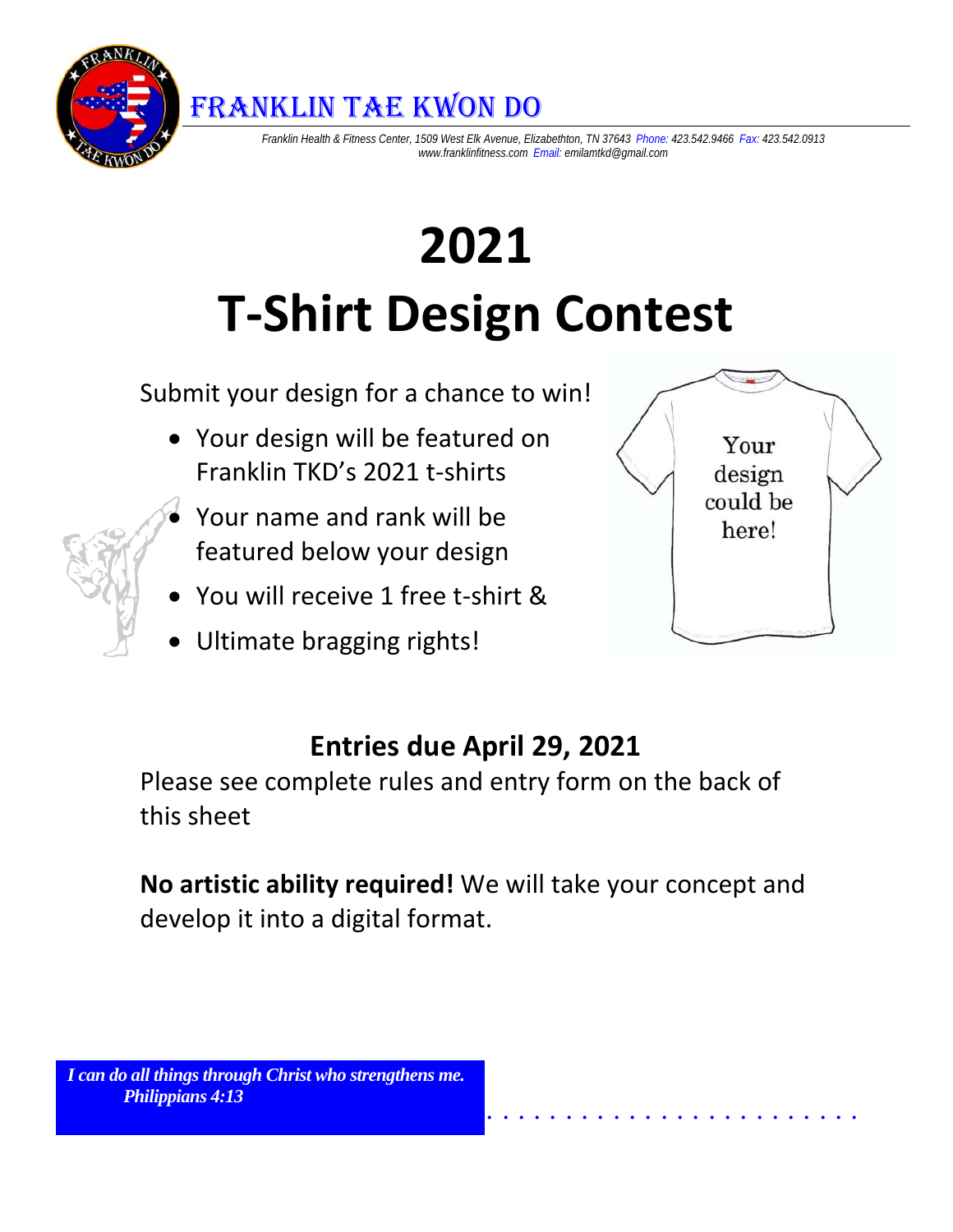# Franklin Tae Kwon Do

*Franklin Health & Fitness Center, 1509 West Elk Avenue, Elizabethton, TN 37643 Phone: 423.542.9466 Fax: 423.542.0913*
*www.franklinfitness.com Email: emilamtkd@gmail.com*

# 2021
# T-Shirt Design Contest

Submit your design for a chance to win!

- Your design will be featured on Franklin TKD's 2021 t-shirts
- Your name and rank will be featured below your design
- You will receive 1 free t-shirt &
- Ultimate bragging rights!

Your design could be here!

## Entries due April 29, 2021

Please see complete rules and entry form on the back of this sheet

**No artistic ability required!** We will take your concept and develop it into a digital format.

***I can do all things through Christ who strengthens me.***
***Philippians 4:13***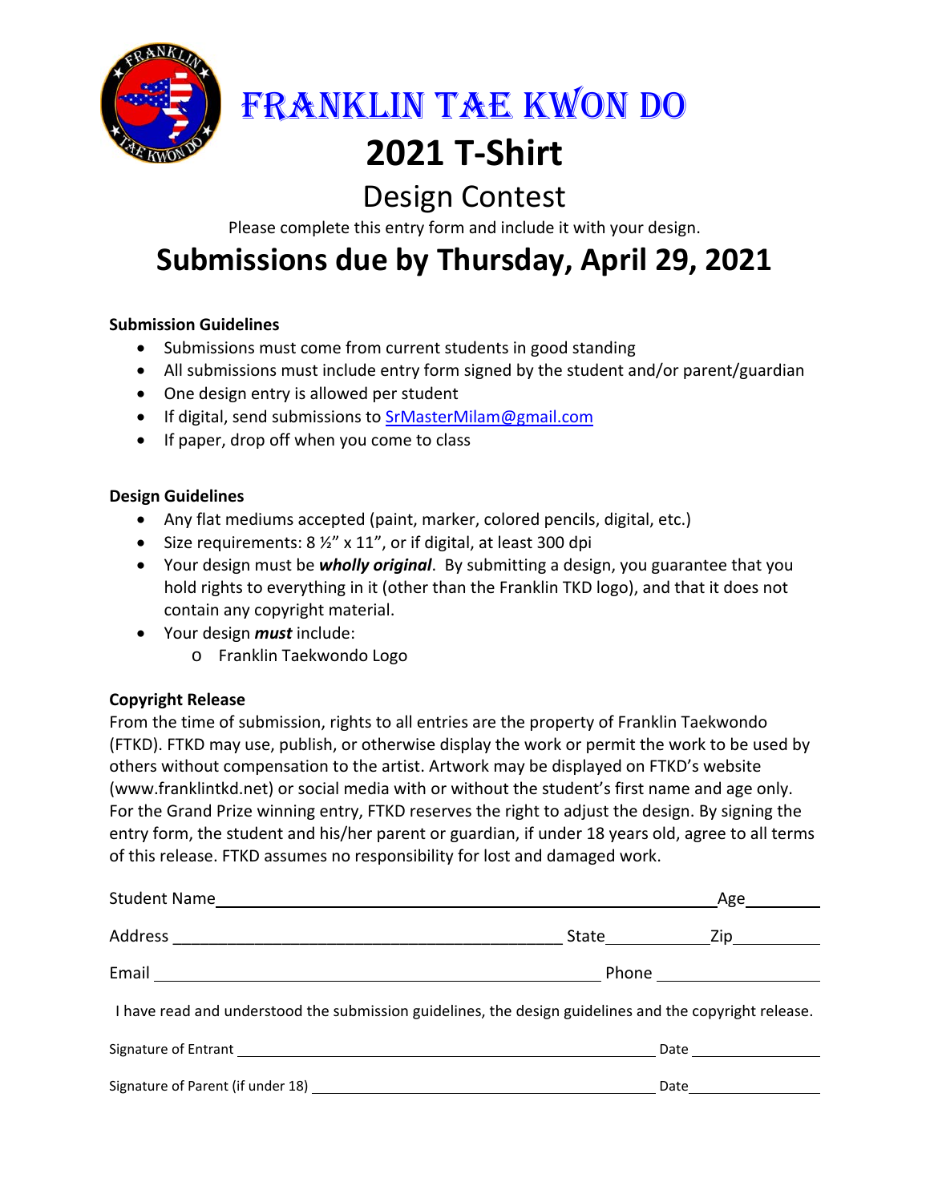# FRANKLIN TAE KWON DO

# 2021 T-Shirt

## Design Contest

Please complete this entry form and include it with your design.

# Submissions due by Thursday, April 29, 2021

**Submission Guidelines**

- Submissions must come from current students in good standing
- All submissions must include entry form signed by the student and/or parent/guardian
- One design entry is allowed per student
- If digital, send submissions to SrMasterMilam@gmail.com
- If paper, drop off when you come to class

**Design Guidelines**

- Any flat mediums accepted (paint, marker, colored pencils, digital, etc.)
- Size requirements: 8 ½" x 11", or if digital, at least 300 dpi
- Your design must be ***wholly original***. By submitting a design, you guarantee that you hold rights to everything in it (other than the Franklin TKD logo), and that it does not contain any copyright material.
- Your design ***must*** include:
  - Franklin Taekwondo Logo

**Copyright Release**

From the time of submission, rights to all entries are the property of Franklin Taekwondo (FTKD). FTKD may use, publish, or otherwise display the work or permit the work to be used by others without compensation to the artist. Artwork may be displayed on FTKD's website (www.franklintkd.net) or social media with or without the student's first name and age only. For the Grand Prize winning entry, FTKD reserves the right to adjust the design. By signing the entry form, the student and his/her parent or guardian, if under 18 years old, agree to all terms of this release. FTKD assumes no responsibility for lost and damaged work.

Student Name ______________________________ Age ________

Address ______________________________ State ________ Zip ________

Email ______________________________ Phone ________________

I have read and understood the submission guidelines, the design guidelines and the copyright release.

Signature of Entrant ______________________________ Date ______________

Signature of Parent (if under 18) ______________________________ Date ______________